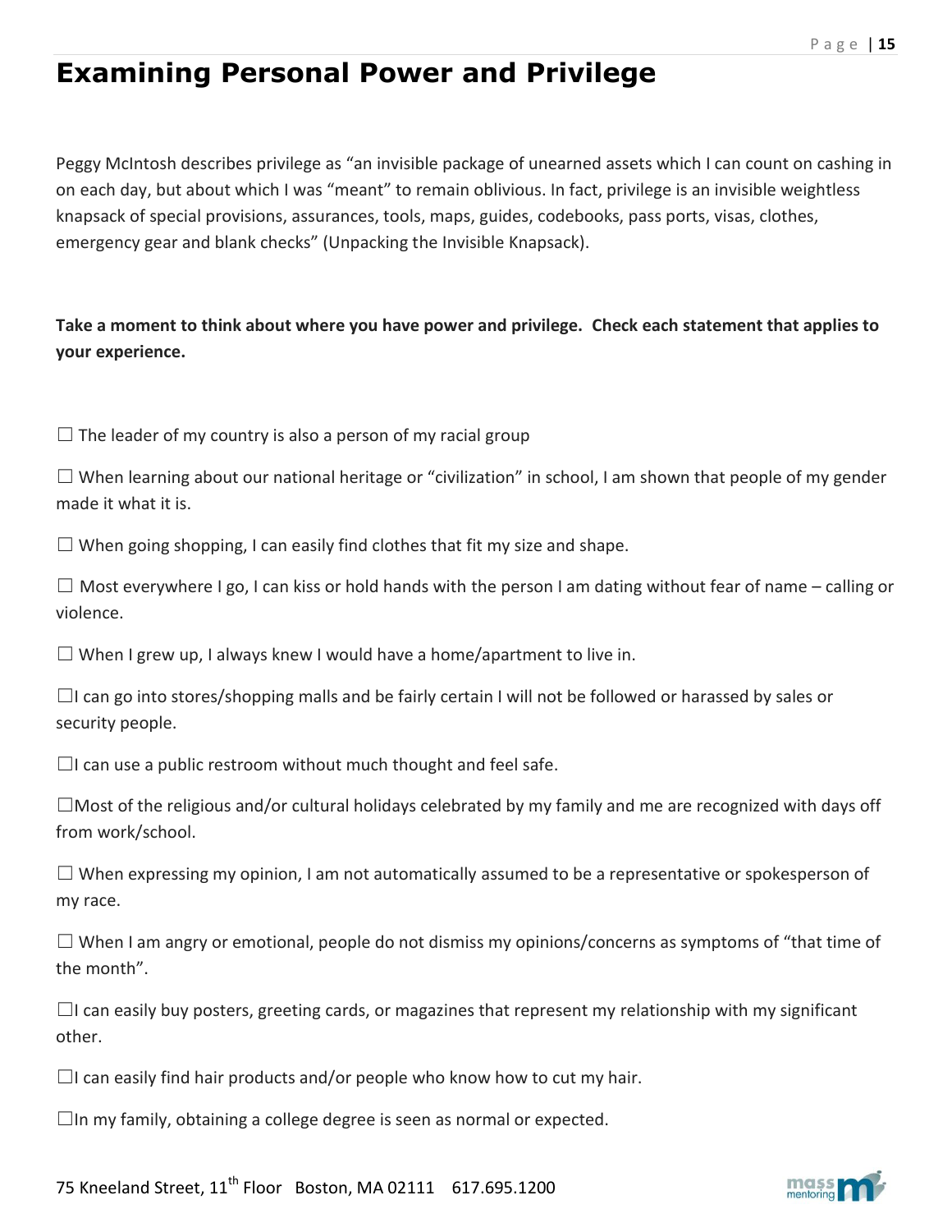# Examining Personal Power and Privilege

Peggy McIntosh describes privilege as "an invisible package of unearned assets which I can count on cashing in on each day, but about which I was "meant" to remain oblivious. In fact, privilege is an invisible weightless knapsack of special provisions, assurances, tools, maps, guides, codebooks, pass ports, visas, clothes, emergency gear and blank checks" (Unpacking the Invisible Knapsack).

**Take a moment to think about where you have power and privilege. Check each statement that applies to your experience.**

☐ The leader of my country is also a person of my racial group

☐ When learning about our national heritage or "civilization" in school, I am shown that people of my gender made it what it is.

☐ When going shopping, I can easily find clothes that fit my size and shape.

☐ Most everywhere I go, I can kiss or hold hands with the person I am dating without fear of name – calling or violence.

☐ When I grew up, I always knew I would have a home/apartment to live in.

☐I can go into stores/shopping malls and be fairly certain I will not be followed or harassed by sales or security people.

☐I can use a public restroom without much thought and feel safe.

☐Most of the religious and/or cultural holidays celebrated by my family and me are recognized with days off from work/school.

☐ When expressing my opinion, I am not automatically assumed to be a representative or spokesperson of my race.

☐ When I am angry or emotional, people do not dismiss my opinions/concerns as symptoms of "that time of the month".

☐I can easily buy posters, greeting cards, or magazines that represent my relationship with my significant other.

☐I can easily find hair products and/or people who know how to cut my hair.

☐In my family, obtaining a college degree is seen as normal or expected.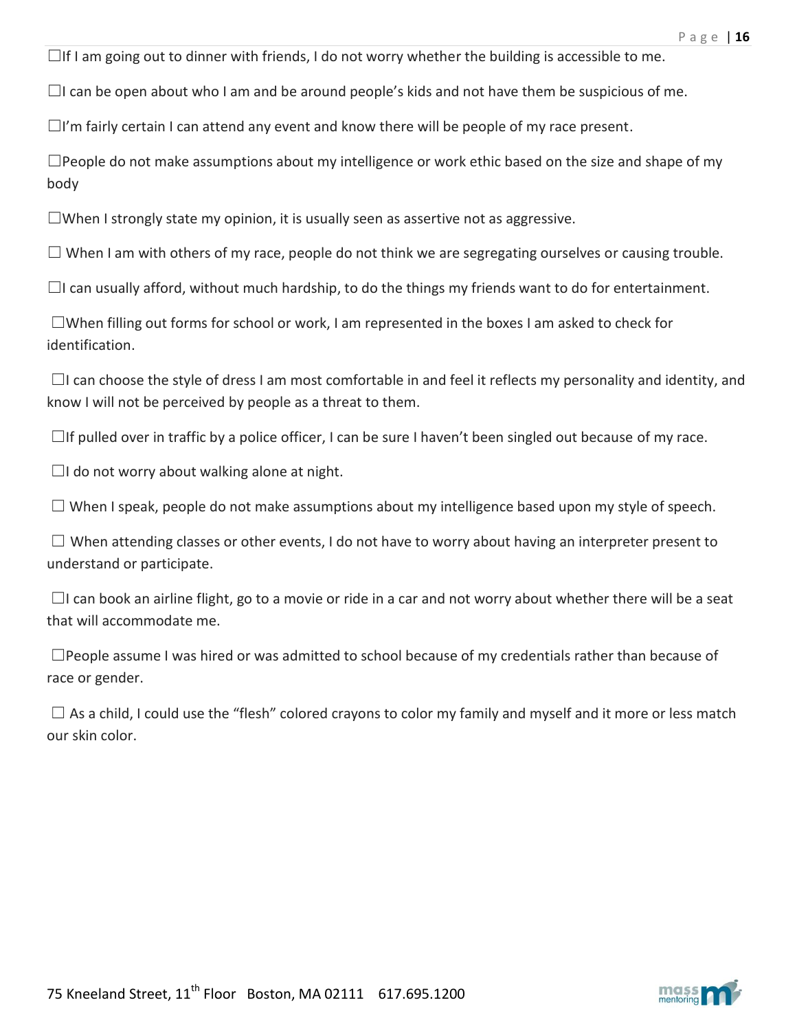☐If I am going out to dinner with friends, I do not worry whether the building is accessible to me.

☐I can be open about who I am and be around people's kids and not have them be suspicious of me.

☐I'm fairly certain I can attend any event and know there will be people of my race present.

☐People do not make assumptions about my intelligence or work ethic based on the size and shape of my body

☐When I strongly state my opinion, it is usually seen as assertive not as aggressive.

☐ When I am with others of my race, people do not think we are segregating ourselves or causing trouble.

☐I can usually afford, without much hardship, to do the things my friends want to do for entertainment.

☐When filling out forms for school or work, I am represented in the boxes I am asked to check for identification.

☐I can choose the style of dress I am most comfortable in and feel it reflects my personality and identity, and know I will not be perceived by people as a threat to them.

☐If pulled over in traffic by a police officer, I can be sure I haven't been singled out because of my race.

☐I do not worry about walking alone at night.

☐ When I speak, people do not make assumptions about my intelligence based upon my style of speech.

☐ When attending classes or other events, I do not have to worry about having an interpreter present to understand or participate.

☐I can book an airline flight, go to a movie or ride in a car and not worry about whether there will be a seat that will accommodate me.

☐People assume I was hired or was admitted to school because of my credentials rather than because of race or gender.

☐ As a child, I could use the "flesh" colored crayons to color my family and myself and it more or less match our skin color.